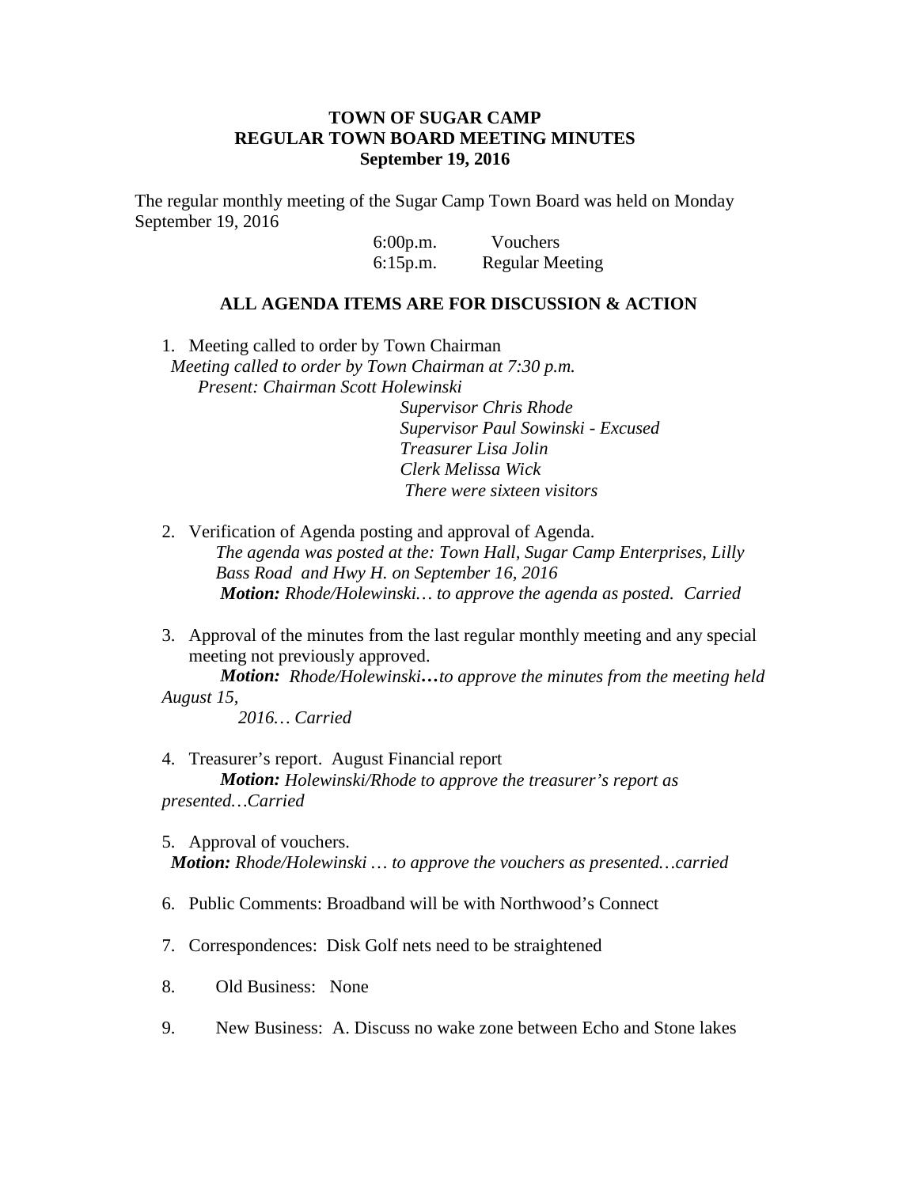**TOWN OF SUGAR CAMP**
**REGULAR TOWN BOARD MEETING MINUTES**
**September 19, 2016**

The regular monthly meeting of the Sugar Camp Town Board was held on Monday September 19, 2016

6:00p.m. Vouchers
6:15p.m. Regular Meeting

**ALL AGENDA ITEMS ARE FOR DISCUSSION & ACTION**

1. Meeting called to order by Town Chairman
   *Meeting called to order by Town Chairman at 7:30 p.m.*
   *Present: Chairman Scott Holewinski*
   *Supervisor Chris Rhode*
   *Supervisor Paul Sowinski - Excused*
   *Treasurer Lisa Jolin*
   *Clerk Melissa Wick*
   *There were sixteen visitors*

2. Verification of Agenda posting and approval of Agenda.
   *The agenda was posted at the: Town Hall, Sugar Camp Enterprises, Lilly Bass Road and Hwy H. on September 16, 2016*
   ***Motion:** Rhode/Holewinski… to approve the agenda as posted. Carried*

3. Approval of the minutes from the last regular monthly meeting and any special meeting not previously approved.
   ***Motion:** Rhode/Holewinski**…**to approve the minutes from the meeting held August 15, 2016… Carried*

4. Treasurer's report. August Financial report
   ***Motion:** Holewinski/Rhode to approve the treasurer's report as presented…Carried*

5. Approval of vouchers.
   ***Motion:** Rhode/Holewinski … to approve the vouchers as presented…carried*

6. Public Comments: Broadband will be with Northwood's Connect

7. Correspondences: Disk Golf nets need to be straightened

8. Old Business: None

9. New Business: A. Discuss no wake zone between Echo and Stone lakes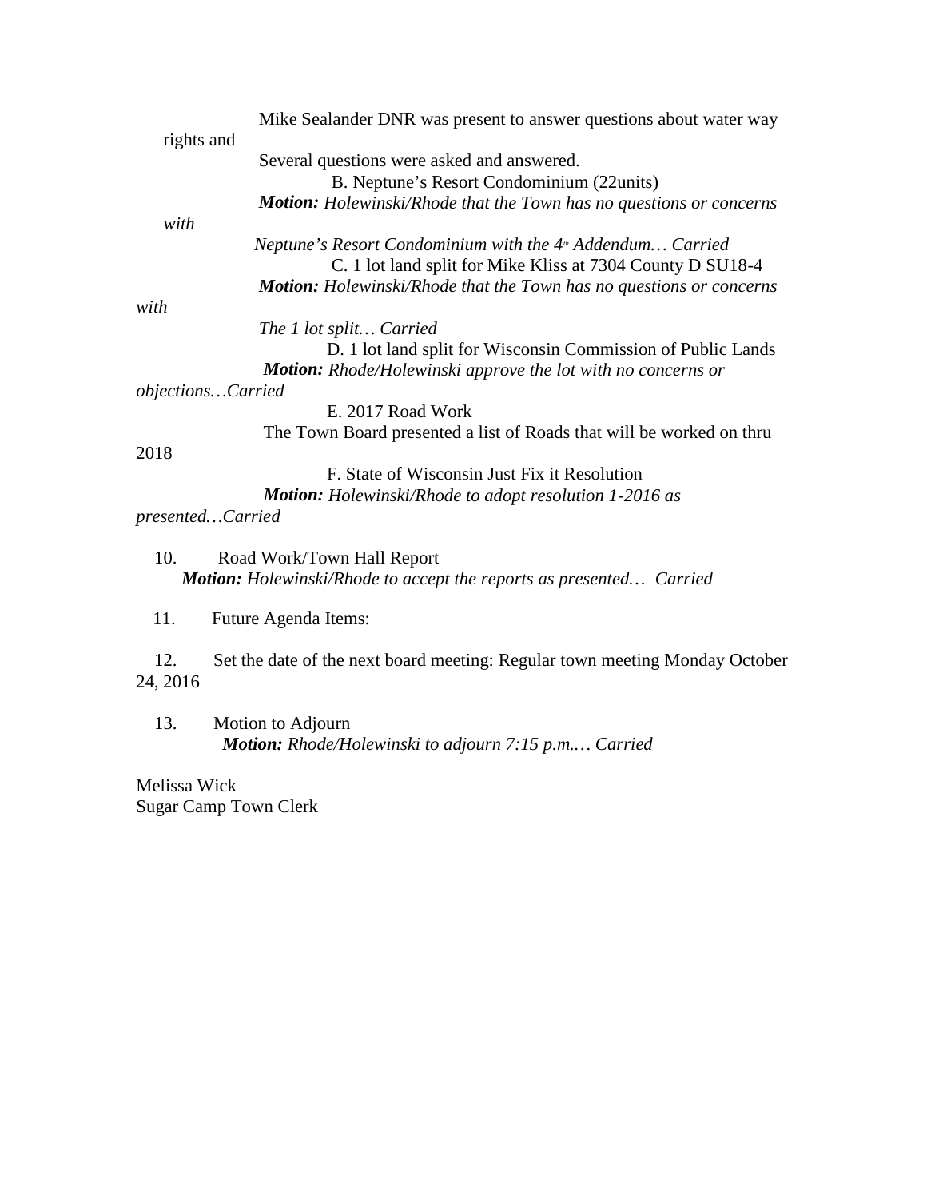Mike Sealander DNR was present to answer questions about water way rights and

Several questions were asked and answered.

B. Neptune's Resort Condominium (22units)

***Motion:*** *Holewinski/Rhode that the Town has no questions or concerns with Neptune's Resort Condominium with the 4th Addendum… Carried*

C. 1 lot land split for Mike Kliss at 7304 County D SU18-4

***Motion:*** *Holewinski/Rhode that the Town has no questions or concerns with The 1 lot split… Carried*

D. 1 lot land split for Wisconsin Commission of Public Lands

***Motion:*** *Rhode/Holewinski approve the lot with no concerns or objections…Carried*

E. 2017 Road Work

The Town Board presented a list of Roads that will be worked on thru 2018

F. State of Wisconsin Just Fix it Resolution

***Motion:*** *Holewinski/Rhode to adopt resolution 1-2016 as presented…Carried*

10. Road Work/Town Hall Report

***Motion:*** *Holewinski/Rhode to accept the reports as presented… Carried*

11. Future Agenda Items:

12. Set the date of the next board meeting: Regular town meeting Monday October 24, 2016

13. Motion to Adjourn

***Motion:*** *Rhode/Holewinski to adjourn 7:15 p.m.… Carried*

Melissa Wick
Sugar Camp Town Clerk